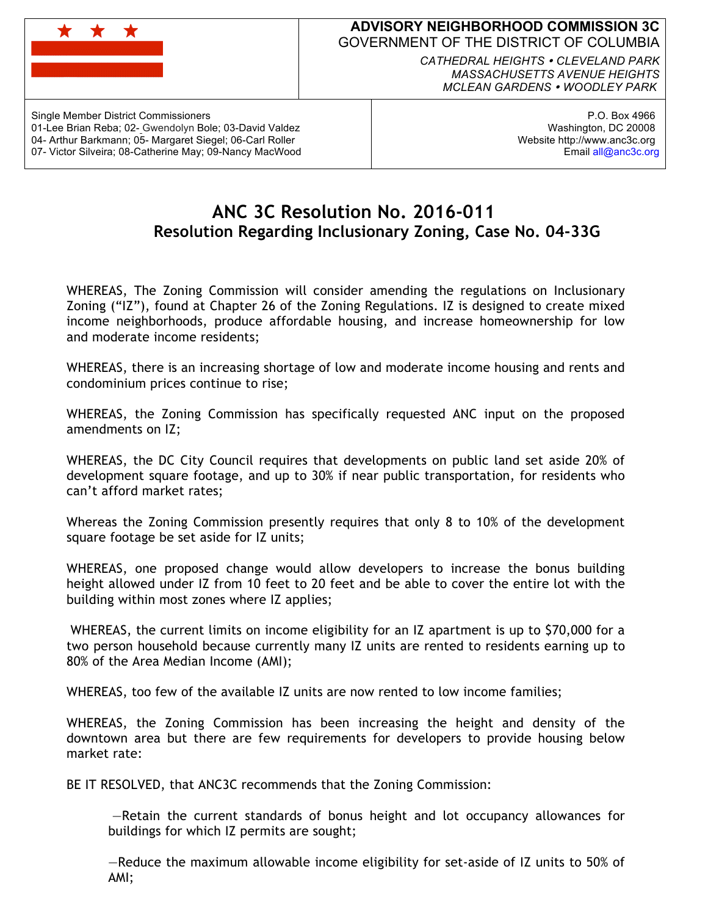**ADVISORY NEIGHBORHOOD COMMISSION 3C**
GOVERNMENT OF THE DISTRICT OF COLUMBIA

*CATHEDRAL HEIGHTS • CLEVELAND PARK*
*MASSACHUSETTS AVENUE HEIGHTS*
*MCLEAN GARDENS • WOODLEY PARK*

Single Member District Commissioners
01-Lee Brian Reba; 02- Gwendolyn Bole; 03-David Valdez
04- Arthur Barkmann; 05- Margaret Siegel; 06-Carl Roller
07- Victor Silveira; 08-Catherine May; 09-Nancy MacWood

P.O. Box 4966
Washington, DC 20008
Website http://www.anc3c.org
Email all@anc3c.org

# ANC 3C Resolution No. 2016-011

## Resolution Regarding Inclusionary Zoning, Case No. 04-33G

WHEREAS, The Zoning Commission will consider amending the regulations on Inclusionary Zoning ("IZ"), found at Chapter 26 of the Zoning Regulations. IZ is designed to create mixed income neighborhoods, produce affordable housing, and increase homeownership for low and moderate income residents;

WHEREAS, there is an increasing shortage of low and moderate income housing and rents and condominium prices continue to rise;

WHEREAS, the Zoning Commission has specifically requested ANC input on the proposed amendments on IZ;

WHEREAS, the DC City Council requires that developments on public land set aside 20% of development square footage, and up to 30% if near public transportation, for residents who can't afford market rates;

Whereas the Zoning Commission presently requires that only 8 to 10% of the development square footage be set aside for IZ units;

WHEREAS, one proposed change would allow developers to increase the bonus building height allowed under IZ from 10 feet to 20 feet and be able to cover the entire lot with the building within most zones where IZ applies;

WHEREAS, the current limits on income eligibility for an IZ apartment is up to $70,000 for a two person household because currently many IZ units are rented to residents earning up to 80% of the Area Median Income (AMI);

WHEREAS, too few of the available IZ units are now rented to low income families;

WHEREAS, the Zoning Commission has been increasing the height and density of the downtown area but there are few requirements for developers to provide housing below market rate:

BE IT RESOLVED, that ANC3C recommends that the Zoning Commission:

—Retain the current standards of bonus height and lot occupancy allowances for buildings for which IZ permits are sought;

—Reduce the maximum allowable income eligibility for set-aside of IZ units to 50% of AMI;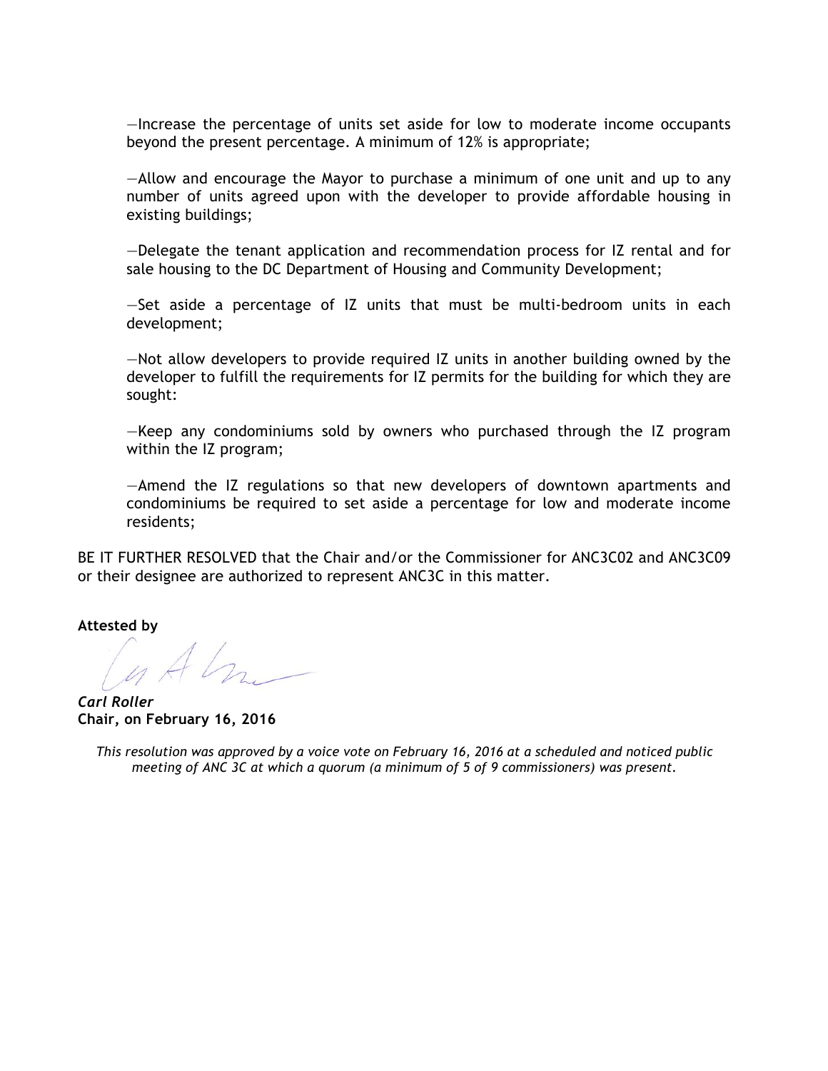—Increase the percentage of units set aside for low to moderate income occupants beyond the present percentage. A minimum of 12% is appropriate;

—Allow and encourage the Mayor to purchase a minimum of one unit and up to any number of units agreed upon with the developer to provide affordable housing in existing buildings;

—Delegate the tenant application and recommendation process for IZ rental and for sale housing to the DC Department of Housing and Community Development;

—Set aside a percentage of IZ units that must be multi-bedroom units in each development;

—Not allow developers to provide required IZ units in another building owned by the developer to fulfill the requirements for IZ permits for the building for which they are sought:

—Keep any condominiums sold by owners who purchased through the IZ program within the IZ program;

—Amend the IZ regulations so that new developers of downtown apartments and condominiums be required to set aside a percentage for low and moderate income residents;

BE IT FURTHER RESOLVED that the Chair and/or the Commissioner for ANC3C02 and ANC3C09 or their designee are authorized to represent ANC3C in this matter.

**Attested by**

***Carl Roller***
**Chair, on February 16, 2016**

*This resolution was approved by a voice vote on February 16, 2016 at a scheduled and noticed public meeting of ANC 3C at which a quorum (a minimum of 5 of 9 commissioners) was present.*